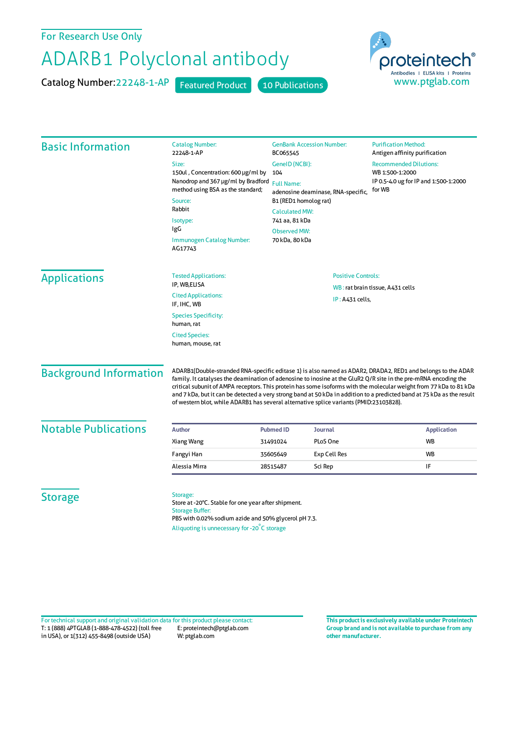For Research Use Only

# ADARB1 Polyclonal antibody

Catalog Number: 22248-1-AP    Featured Product    10 Publications

proteintech®
Antibodies | ELISA kits | Proteins
www.ptglab.com

## Basic Information

Catalog Number:
22248-1-AP

Size:
150ul , Concentration: 600 μg/ml by Nanodrop and 367 μg/ml by Bradford method using BSA as the standard;

Source:
Rabbit

Isotype:
IgG

Immunogen Catalog Number:
AG17743

GenBank Accession Number:
BC065545

GeneID (NCBI):
104

Full Name:
adenosine deaminase, RNA-specific, B1 (RED1 homolog rat)

Calculated MW:
741 aa, 81 kDa

Observed MW:
70 kDa, 80 kDa

Purification Method:
Antigen affinity purification

Recommended Dilutions:
WB 1:500-1:2000
IP 0.5-4.0 ug for IP and 1:500-1:2000 for WB

## Applications

Tested Applications:
IP, WB,ELISA

Cited Applications:
IF, IHC, WB

Species Specificity:
human, rat

Cited Species:
human, mouse, rat

Positive Controls:

WB : rat brain tissue, A431 cells

IP : A431 cells,

## Background Information

ADARB1(Double-stranded RNA-specific editase 1) is also named as ADAR2, DRADA2, RED1 and belongs to the ADAR family. It catalyses the deamination of adenosine to inosine at the GluR2 Q/R site in the pre-mRNA encoding the critical subunit of AMPA receptors. This protein has some isoforms with the molecular weight from 77 kDa to 81 kDa and 7 kDa, but it can be detected a very strong band at 50 kDa in addition to a predicted band at 75 kDa as the result of western blot, while ADARB1 has several alternative splice variants (PMID:23103828).

## Notable Publications

| Author | Pubmed ID | Journal | Application |
|---|---|---|---|
| Xiang Wang | 31491024 | PLoS One | WB |
| Fangyi Han | 35605649 | Exp Cell Res | WB |
| Alessia Mirra | 28515487 | Sci Rep | IF |

## Storage

Storage:
Store at -20°C. Stable for one year after shipment.
Storage Buffer:
PBS with 0.02% sodium azide and 50% glycerol pH 7.3.
Aliquoting is unnecessary for -20°C storage

For technical support and original validation data for this product please contact:
T: 1 (888) 4PTGLAB (1-888-478-4522) (toll free in USA), or 1(312) 455-8498 (outside USA)
E: proteintech@ptglab.com
W: ptglab.com

**This product is exclusively available under Proteintech Group brand and is not available to purchase from any other manufacturer.**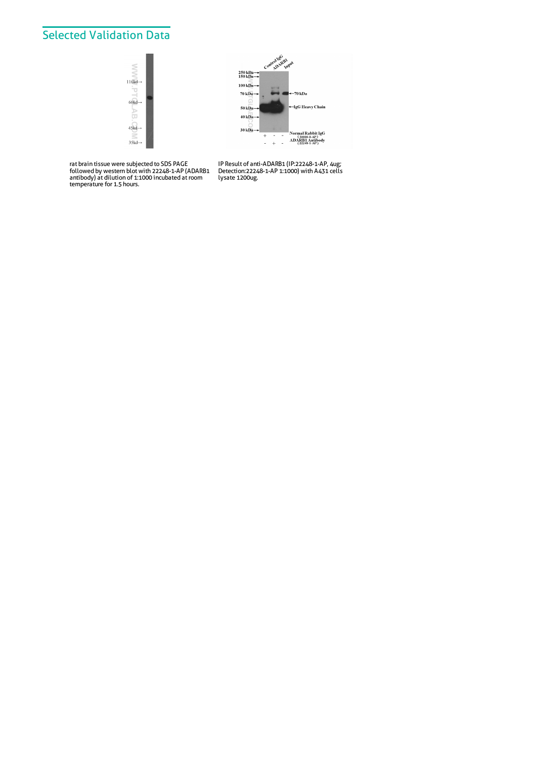## Selected Validation Data

116kd→
66kd→
45kd→
35kd→

rat brain tissue were subjected to SDS PAGE followed by western blot with 22248-1-AP (ADARB1 antibody) at dilution of 1:1000 incubated at room temperature for 1.5 hours.

Control IgG
ADARB1
Input

250 kDa→
150 kDa→
100 kDa→
70 kDa→
50 kDa→
40 kDa→
30 kDa→

←70 kDa
←IgG Heavy Chain

Normal Rabbit IgG (30000-0-AP)
ADARB1 Antibody (22248-1-AP)

IP Result of anti-ADARB1 (IP:22248-1-AP, 4ug; Detection:22248-1-AP 1:1000) with A431 cells lysate 1200ug.